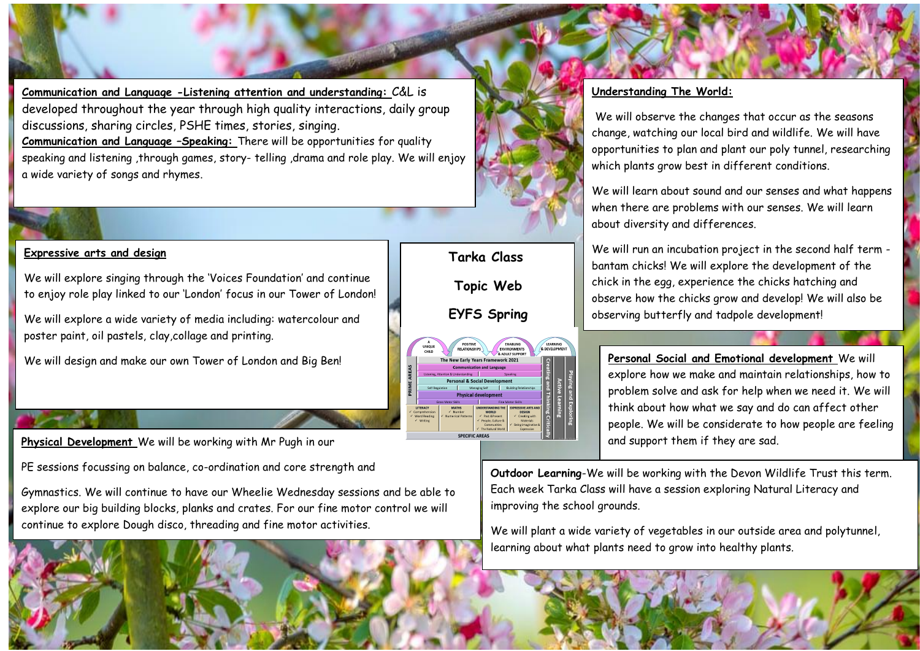# Tarka Class

# Topic Web

# EYFS Spring

**Communication and Language -Listening attention and understanding:** C&L is developed throughout the year through high quality interactions, daily group discussions, sharing circles, PSHE times, stories, singing.

**Communication and Language –Speaking:** There will be opportunities for quality speaking and listening ,through games, story- telling ,drama and role play. We will enjoy a wide variety of songs and rhymes.

**Expressive arts and design**

We will explore singing through the 'Voices Foundation' and continue to enjoy role play linked to our 'London' focus in our Tower of London!

We will explore a wide variety of media including: watercolour and poster paint, oil pastels, clay,collage and printing.

We will design and make our own Tower of London and Big Ben!

**Physical Development** We will be working with Mr Pugh in our

PE sessions focussing on balance, co-ordination and core strength and

Gymnastics. We will continue to have our Wheelie Wednesday sessions and be able to explore our big building blocks, planks and crates. For our fine motor control we will continue to explore Dough disco, threading and fine motor activities.

**Understanding The World:**

We will observe the changes that occur as the seasons change, watching our local bird and wildlife. We will have opportunities to plan and plant our poly tunnel, researching which plants grow best in different conditions.

We will learn about sound and our senses and what happens when there are problems with our senses. We will learn about diversity and differences.

We will run an incubation project in the second half term - bantam chicks! We will explore the development of the chick in the egg, experience the chicks hatching and observe how the chicks grow and develop! We will also be observing butterfly and tadpole development!

**Personal Social and Emotional development** We will explore how we make and maintain relationships, how to problem solve and ask for help when we need it. We will think about how what we say and do can affect other people. We will be considerate to how people are feeling and support them if they are sad.

**Outdoor Learning**-We will be working with the Devon Wildlife Trust this term. Each week Tarka Class will have a session exploring Natural Literacy and improving the school grounds.

We will plant a wide variety of vegetables in our outside area and polytunnel, learning about what plants need to grow into healthy plants.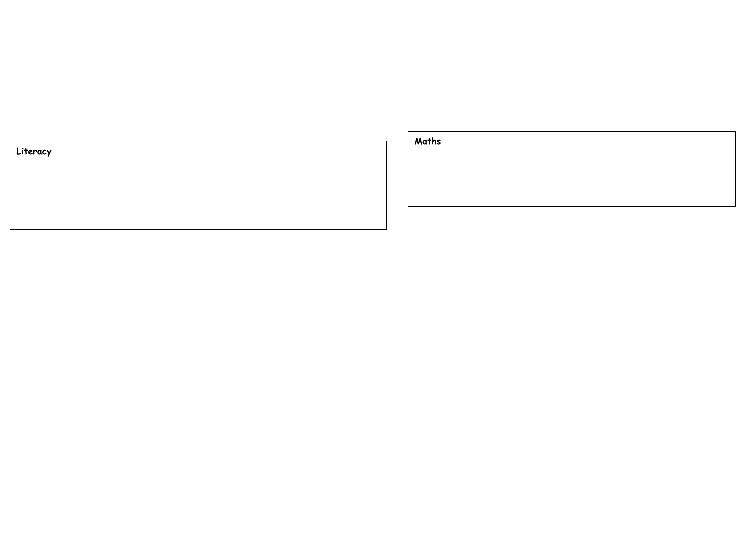**Literacy**

**Maths**